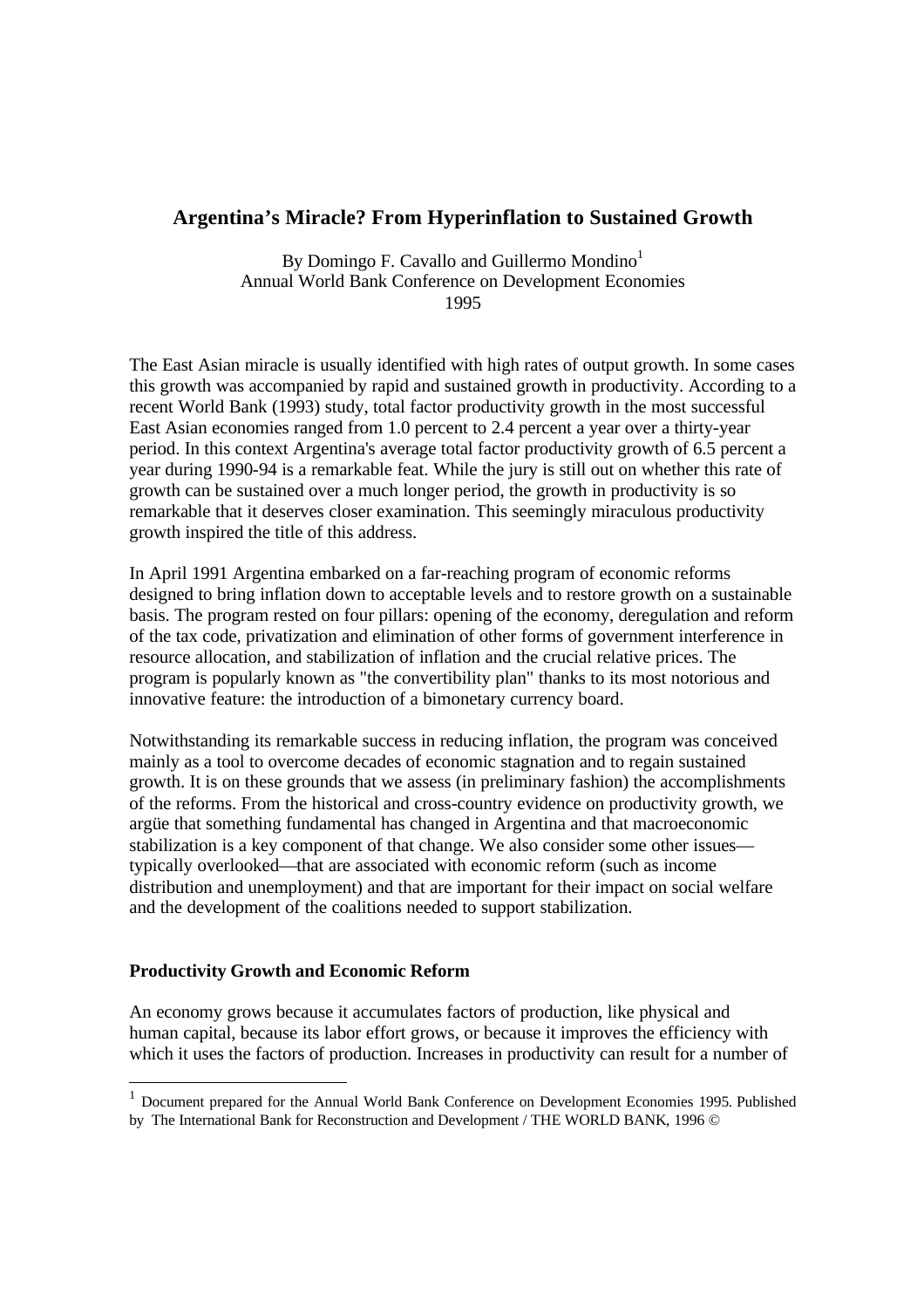# Argentina's Miracle? From Hyperinflation to Sustained Growth

By Domingo F. Cavallo and Guillermo Mondino[1]
Annual World Bank Conference on Development Economies
1995

The East Asian miracle is usually identified with high rates of output growth. In some cases this growth was accompanied by rapid and sustained growth in productivity. According to a recent World Bank (1993) study, total factor productivity growth in the most successful East Asian economies ranged from 1.0 percent to 2.4 percent a year over a thirty-year period. In this context Argentina's average total factor productivity growth of 6.5 percent a year during 1990-94 is a remarkable feat. While the jury is still out on whether this rate of growth can be sustained over a much longer period, the growth in productivity is so remarkable that it deserves closer examination. This seemingly miraculous productivity growth inspired the title of this address.

In April 1991 Argentina embarked on a far-reaching program of economic reforms designed to bring inflation down to acceptable levels and to restore growth on a sustainable basis. The program rested on four pillars: opening of the economy, deregulation and reform of the tax code, privatization and elimination of other forms of government interference in resource allocation, and stabilization of inflation and the crucial relative prices. The program is popularly known as "the convertibility plan" thanks to its most notorious and innovative feature: the introduction of a bimonetary currency board.

Notwithstanding its remarkable success in reducing inflation, the program was conceived mainly as a tool to overcome decades of economic stagnation and to regain sustained growth. It is on these grounds that we assess (in preliminary fashion) the accomplishments of the reforms. From the historical and cross-country evidence on productivity growth, we argüe that something fundamental has changed in Argentina and that macroeconomic stabilization is a key component of that change. We also consider some other issues—typically overlooked—that are associated with economic reform (such as income distribution and unemployment) and that are important for their impact on social welfare and the development of the coalitions needed to support stabilization.

### Productivity Growth and Economic Reform

An economy grows because it accumulates factors of production, like physical and human capital, because its labor effort grows, or because it improves the efficiency with which it uses the factors of production. Increases in productivity can result for a number of

[1] Document prepared for the Annual World Bank Conference on Development Economies 1995. Published by The International Bank for Reconstruction and Development / THE WORLD BANK, 1996 ©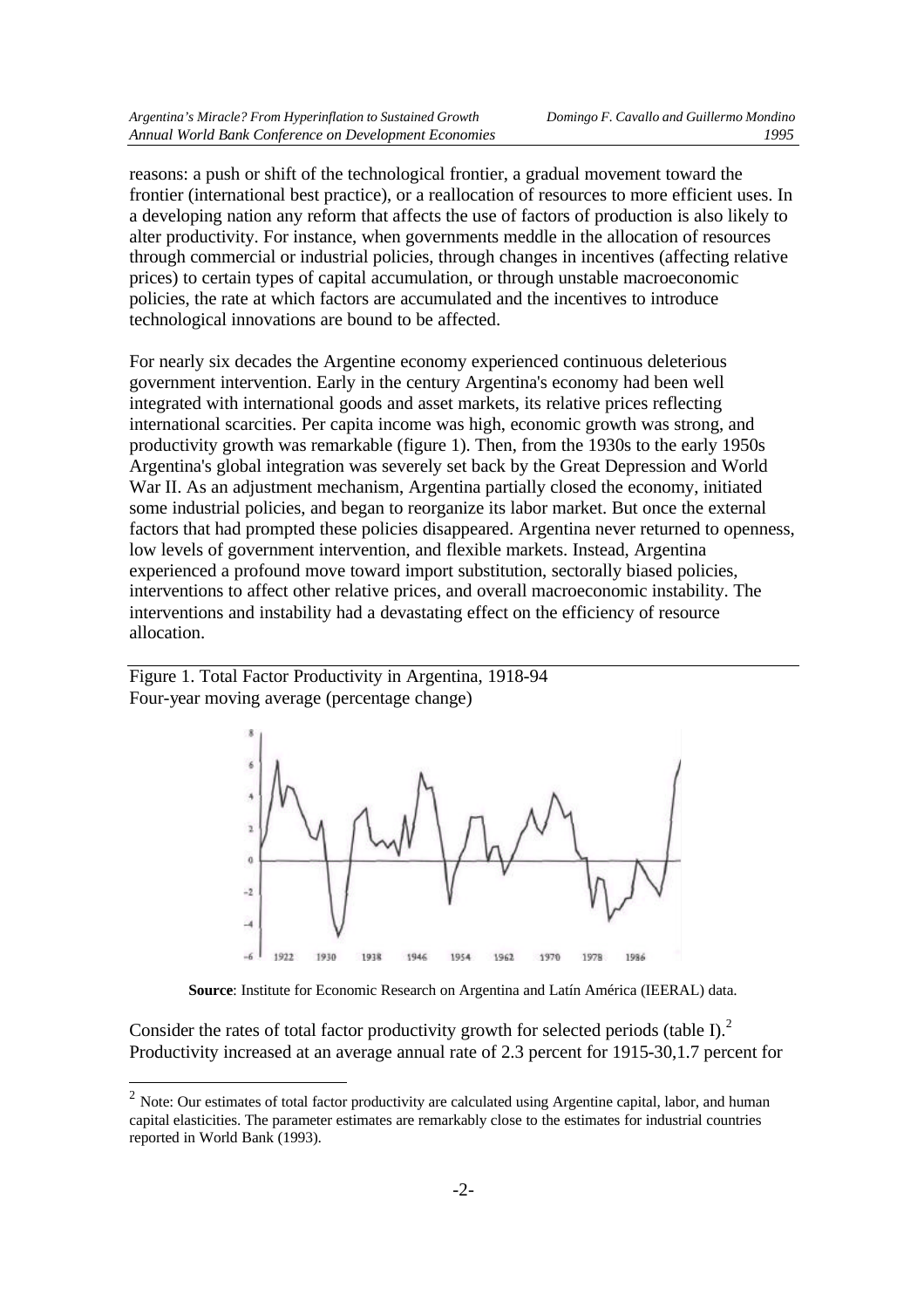reasons: a push or shift of the technological frontier, a gradual movement toward the frontier (international best practice), or a reallocation of resources to more efficient uses. In a developing nation any reform that affects the use of factors of production is also likely to alter productivity. For instance, when governments meddle in the allocation of resources through commercial or industrial policies, through changes in incentives (affecting relative prices) to certain types of capital accumulation, or through unstable macroeconomic policies, the rate at which factors are accumulated and the incentives to introduce technological innovations are bound to be affected.

For nearly six decades the Argentine economy experienced continuous deleterious government intervention. Early in the century Argentina's economy had been well integrated with international goods and asset markets, its relative prices reflecting international scarcities. Per capita income was high, economic growth was strong, and productivity growth was remarkable (figure 1). Then, from the 1930s to the early 1950s Argentina's global integration was severely set back by the Great Depression and World War II. As an adjustment mechanism, Argentina partially closed the economy, initiated some industrial policies, and began to reorganize its labor market. But once the external factors that had prompted these policies disappeared. Argentina never returned to openness, low levels of government intervention, and flexible markets. Instead, Argentina experienced a profound move toward import substitution, sectorally biased policies, interventions to affect other relative prices, and overall macroeconomic instability. The interventions and instability had a devastating effect on the efficiency of resource allocation.

Figure 1. Total Factor Productivity in Argentina, 1918-94
Four-year moving average (percentage change)

**Source**: Institute for Economic Research on Argentina and Latín América (IEERAL) data.

Consider the rates of total factor productivity growth for selected periods (table I).[2] Productivity increased at an average annual rate of 2.3 percent for 1915-30,1.7 percent for

[2] Note: Our estimates of total factor productivity are calculated using Argentine capital, labor, and human capital elasticities. The parameter estimates are remarkably close to the estimates for industrial countries reported in World Bank (1993).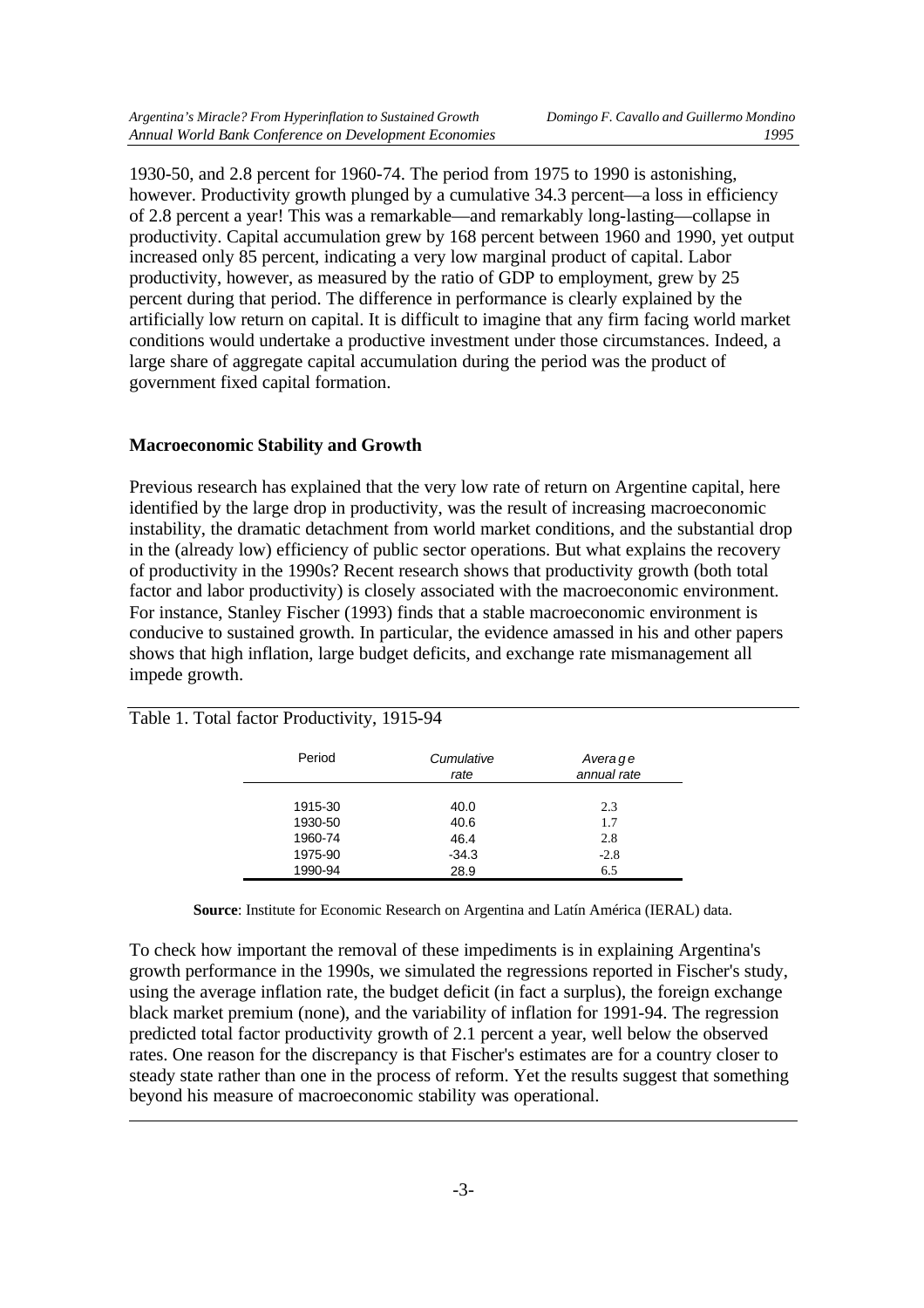1930-50, and 2.8 percent for 1960-74. The period from 1975 to 1990 is astonishing, however. Productivity growth plunged by a cumulative 34.3 percent—a loss in efficiency of 2.8 percent a year! This was a remarkable—and remarkably long-lasting—collapse in productivity. Capital accumulation grew by 168 percent between 1960 and 1990, yet output increased only 85 percent, indicating a very low marginal product of capital. Labor productivity, however, as measured by the ratio of GDP to employment, grew by 25 percent during that period. The difference in performance is clearly explained by the artificially low return on capital. It is difficult to imagine that any firm facing world market conditions would undertake a productive investment under those circumstances. Indeed, a large share of aggregate capital accumulation during the period was the product of government fixed capital formation.

### Macroeconomic Stability and Growth

Previous research has explained that the very low rate of return on Argentine capital, here identified by the large drop in productivity, was the result of increasing macroeconomic instability, the dramatic detachment from world market conditions, and the substantial drop in the (already low) efficiency of public sector operations. But what explains the recovery of productivity in the 1990s? Recent research shows that productivity growth (both total factor and labor productivity) is closely associated with the macroeconomic environment. For instance, Stanley Fischer (1993) finds that a stable macroeconomic environment is conducive to sustained growth. In particular, the evidence amassed in his and other papers shows that high inflation, large budget deficits, and exchange rate mismanagement all impede growth.

Table 1. Total factor Productivity, 1915-94

| Period | *Cumulative rate* | *Average annual rate* |
|---|---|---|
| 1915-30 | 40.0 | 2.3 |
| 1930-50 | 40.6 | 1.7 |
| 1960-74 | 46.4 | 2.8 |
| 1975-90 | -34.3 | -2.8 |
| 1990-94 | 28.9 | 6.5 |

**Source**: Institute for Economic Research on Argentina and Latín América (IERAL) data.

To check how important the removal of these impediments is in explaining Argentina's growth performance in the 1990s, we simulated the regressions reported in Fischer's study, using the average inflation rate, the budget deficit (in fact a surplus), the foreign exchange black market premium (none), and the variability of inflation for 1991-94. The regression predicted total factor productivity growth of 2.1 percent a year, well below the observed rates. One reason for the discrepancy is that Fischer's estimates are for a country closer to steady state rather than one in the process of reform. Yet the results suggest that something beyond his measure of macroeconomic stability was operational.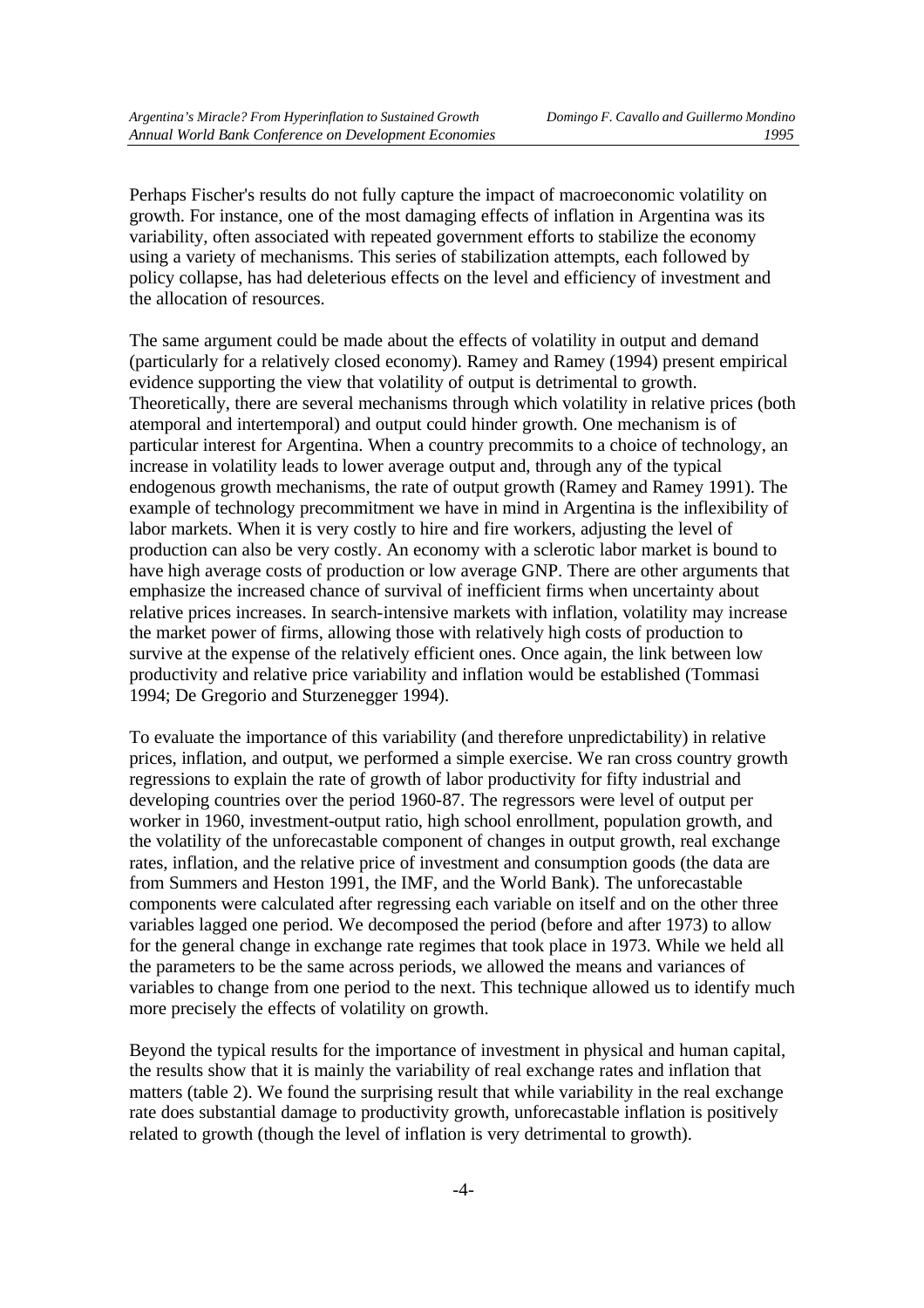Perhaps Fischer's results do not fully capture the impact of macroeconomic volatility on growth. For instance, one of the most damaging effects of inflation in Argentina was its variability, often associated with repeated government efforts to stabilize the economy using a variety of mechanisms. This series of stabilization attempts, each followed by policy collapse, has had deleterious effects on the level and efficiency of investment and the allocation of resources.

The same argument could be made about the effects of volatility in output and demand (particularly for a relatively closed economy). Ramey and Ramey (1994) present empirical evidence supporting the view that volatility of output is detrimental to growth. Theoretically, there are several mechanisms through which volatility in relative prices (both atemporal and intertemporal) and output could hinder growth. One mechanism is of particular interest for Argentina. When a country precommits to a choice of technology, an increase in volatility leads to lower average output and, through any of the typical endogenous growth mechanisms, the rate of output growth (Ramey and Ramey 1991). The example of technology precommitment we have in mind in Argentina is the inflexibility of labor markets. When it is very costly to hire and fire workers, adjusting the level of production can also be very costly. An economy with a sclerotic labor market is bound to have high average costs of production or low average GNP. There are other arguments that emphasize the increased chance of survival of inefficient firms when uncertainty about relative prices increases. In search-intensive markets with inflation, volatility may increase the market power of firms, allowing those with relatively high costs of production to survive at the expense of the relatively efficient ones. Once again, the link between low productivity and relative price variability and inflation would be established (Tommasi 1994; De Gregorio and Sturzenegger 1994).

To evaluate the importance of this variability (and therefore unpredictability) in relative prices, inflation, and output, we performed a simple exercise. We ran cross country growth regressions to explain the rate of growth of labor productivity for fifty industrial and developing countries over the period 1960-87. The regressors were level of output per worker in 1960, investment-output ratio, high school enrollment, population growth, and the volatility of the unforecastable component of changes in output growth, real exchange rates, inflation, and the relative price of investment and consumption goods (the data are from Summers and Heston 1991, the IMF, and the World Bank). The unforecastable components were calculated after regressing each variable on itself and on the other three variables lagged one period. We decomposed the period (before and after 1973) to allow for the general change in exchange rate regimes that took place in 1973. While we held all the parameters to be the same across periods, we allowed the means and variances of variables to change from one period to the next. This technique allowed us to identify much more precisely the effects of volatility on growth.

Beyond the typical results for the importance of investment in physical and human capital, the results show that it is mainly the variability of real exchange rates and inflation that matters (table 2). We found the surprising result that while variability in the real exchange rate does substantial damage to productivity growth, unforecastable inflation is positively related to growth (though the level of inflation is very detrimental to growth).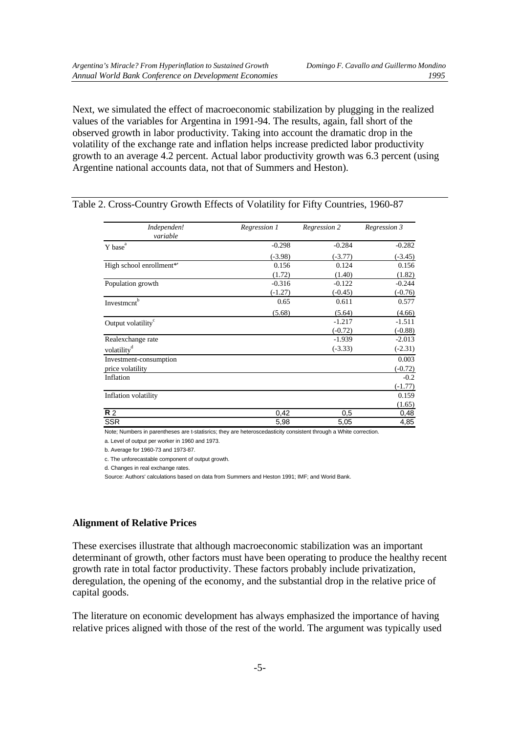Next, we simulated the effect of macroeconomic stabilization by plugging in the realized values of the variables for Argentina in 1991-94. The results, again, fall short of the observed growth in labor productivity. Taking into account the dramatic drop in the volatility of the exchange rate and inflation helps increase predicted labor productivity growth to an average 4.2 percent. Actual labor productivity growth was 6.3 percent (using Argentine national accounts data, not that of Summers and Heston).

Table 2. Cross-Country Growth Effects of Volatility for Fifty Countries, 1960-87

| *Independen! variable* | *Regression 1* | *Regression 2* | *Regression 3* |
|---|---|---|---|
| Y base[a] | -0.298 | -0.284 | -0.282 |
| | (-3.98) | (-3.77) | (-3.45) |
| High school enrollment*' | 0.156 | 0.124 | 0.156 |
| | (1.72) | (1.40) | (1.82) |
| Population growth | -0.316 | -0.122 | -0.244 |
| | (-1.27) | (-0.45) | (-0.76) |
| Investmcnt[b] | 0.65 | 0.611 | 0.577 |
| | (5.68) | (5.64) | (4.66) |
| Output volatility[c] | | -1.217 | -1.511 |
| | | (-0.72) | (-0.88) |
| Realexchange rate volatility[d] | | -1.939 | -2.013 |
| | | (-3.33) | (-2.31) |
| Investment-consumption price volatility | | | 0.003 |
| | | | (-0.72) |
| Inflation | | | -0.2 |
| | | | (-1.77) |
| Inflation volatility | | | 0.159 |
| | | | (1.65) |
| **R** 2 | 0,42 | 0,5 | 0,48 |
| SSR | 5,98 | 5,05 | 4,85 |

Note; Numbers in parentheses are t-statisrics; they are heteroscedasticity consistent through a White correction.

a. Level of output per worker in 1960 and 1973.

b. Average for 1960-73 and 1973-87.

c. The unforecastable component of output growth.

d. Changes in real exchange rates.

Source: Authors' calculations based on data from Summers and Heston 1991; IMF; and Worid Bank.

## Alignment of Relative Prices

These exercises illustrate that although macroeconomic stabilization was an important determinant of growth, other factors must have been operating to produce the healthy recent growth rate in total factor productivity. These factors probably include privatization, deregulation, the opening of the economy, and the substantial drop in the relative price of capital goods.

The literature on economic development has always emphasized the importance of having relative prices aligned with those of the rest of the world. The argument was typically used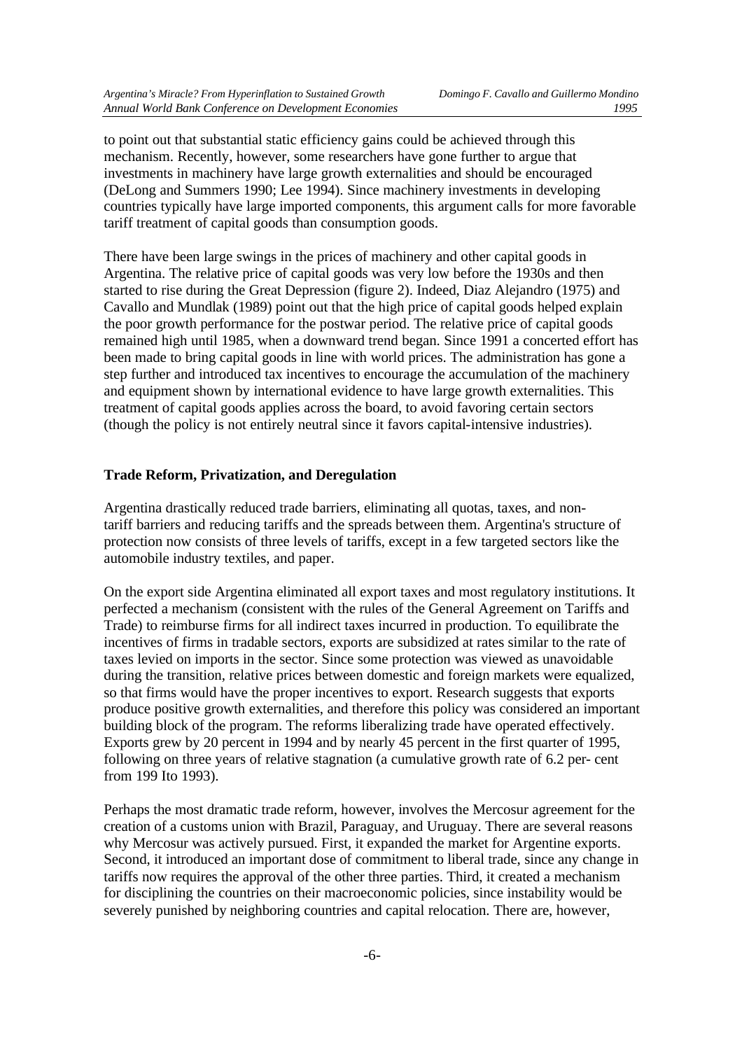to point out that substantial static efficiency gains could be achieved through this mechanism. Recently, however, some researchers have gone further to argue that investments in machinery have large growth externalities and should be encouraged (DeLong and Summers 1990; Lee 1994). Since machinery investments in developing countries typically have large imported components, this argument calls for more favorable tariff treatment of capital goods than consumption goods.

There have been large swings in the prices of machinery and other capital goods in Argentina. The relative price of capital goods was very low before the 1930s and then started to rise during the Great Depression (figure 2). Indeed, Diaz Alejandro (1975) and Cavallo and Mundlak (1989) point out that the high price of capital goods helped explain the poor growth performance for the postwar period. The relative price of capital goods remained high until 1985, when a downward trend began. Since 1991 a concerted effort has been made to bring capital goods in line with world prices. The administration has gone a step further and introduced tax incentives to encourage the accumulation of the machinery and equipment shown by international evidence to have large growth externalities. This treatment of capital goods applies across the board, to avoid favoring certain sectors (though the policy is not entirely neutral since it favors capital-intensive industries).

## Trade Reform, Privatization, and Deregulation

Argentina drastically reduced trade barriers, eliminating all quotas, taxes, and non-tariff barriers and reducing tariffs and the spreads between them. Argentina's structure of protection now consists of three levels of tariffs, except in a few targeted sectors like the automobile industry textiles, and paper.

On the export side Argentina eliminated all export taxes and most regulatory institutions. It perfected a mechanism (consistent with the rules of the General Agreement on Tariffs and Trade) to reimburse firms for all indirect taxes incurred in production. To equilibrate the incentives of firms in tradable sectors, exports are subsidized at rates similar to the rate of taxes levied on imports in the sector. Since some protection was viewed as unavoidable during the transition, relative prices between domestic and foreign markets were equalized, so that firms would have the proper incentives to export. Research suggests that exports produce positive growth externalities, and therefore this policy was considered an important building block of the program. The reforms liberalizing trade have operated effectively. Exports grew by 20 percent in 1994 and by nearly 45 percent in the first quarter of 1995, following on three years of relative stagnation (a cumulative growth rate of 6.2 per- cent from 199 Ito 1993).

Perhaps the most dramatic trade reform, however, involves the Mercosur agreement for the creation of a customs union with Brazil, Paraguay, and Uruguay. There are several reasons why Mercosur was actively pursued. First, it expanded the market for Argentine exports. Second, it introduced an important dose of commitment to liberal trade, since any change in tariffs now requires the approval of the other three parties. Third, it created a mechanism for disciplining the countries on their macroeconomic policies, since instability would be severely punished by neighboring countries and capital relocation. There are, however,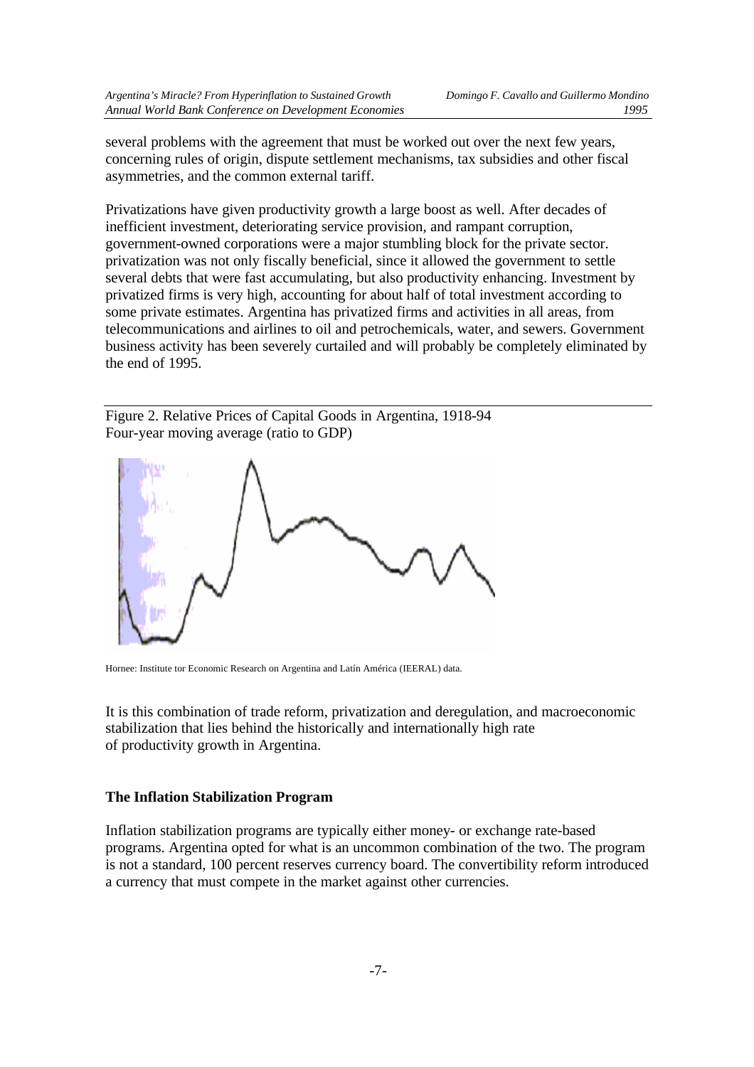several problems with the agreement that must be worked out over the next few years, concerning rules of origin, dispute settlement mechanisms, tax subsidies and other fiscal asymmetries, and the common external tariff.

Privatizations have given productivity growth a large boost as well. After decades of inefficient investment, deteriorating service provision, and rampant corruption, government-owned corporations were a major stumbling block for the private sector. privatization was not only fiscally beneficial, since it allowed the government to settle several debts that were fast accumulating, but also productivity enhancing. Investment by privatized firms is very high, accounting for about half of total investment according to some private estimates. Argentina has privatized firms and activities in all areas, from telecommunications and airlines to oil and petrochemicals, water, and sewers. Government business activity has been severely curtailed and will probably be completely eliminated by the end of 1995.

Figure 2. Relative Prices of Capital Goods in Argentina, 1918-94
Four-year moving average (ratio to GDP)

Hornee: Institute tor Economic Research on Argentina and Latín América (IEERAL) data.

It is this combination of trade reform, privatization and deregulation, and macroeconomic stabilization that lies behind the historically and internationally high rate of productivity growth in Argentina.

## The Inflation Stabilization Program

Inflation stabilization programs are typically either money- or exchange rate-based programs. Argentina opted for what is an uncommon combination of the two. The program is not a standard, 100 percent reserves currency board. The convertibility reform introduced a currency that must compete in the market against other currencies.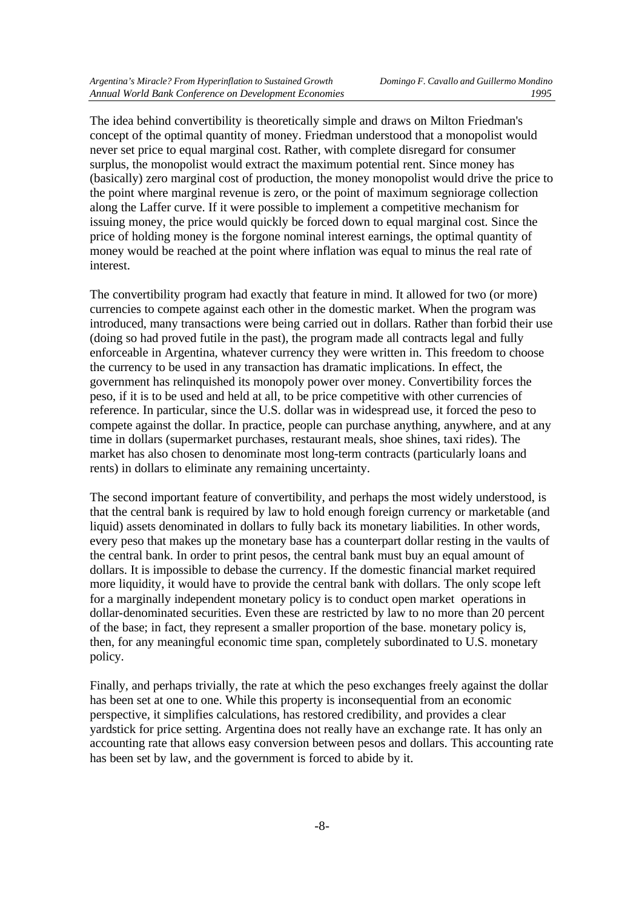The idea behind convertibility is theoretically simple and draws on Milton Friedman's concept of the optimal quantity of money. Friedman understood that a monopolist would never set price to equal marginal cost. Rather, with complete disregard for consumer surplus, the monopolist would extract the maximum potential rent. Since money has (basically) zero marginal cost of production, the money monopolist would drive the price to the point where marginal revenue is zero, or the point of maximum segniorage collection along the Laffer curve. If it were possible to implement a competitive mechanism for issuing money, the price would quickly be forced down to equal marginal cost. Since the price of holding money is the forgone nominal interest earnings, the optimal quantity of money would be reached at the point where inflation was equal to minus the real rate of interest.

The convertibility program had exactly that feature in mind. It allowed for two (or more) currencies to compete against each other in the domestic market. When the program was introduced, many transactions were being carried out in dollars. Rather than forbid their use (doing so had proved futile in the past), the program made all contracts legal and fully enforceable in Argentina, whatever currency they were written in. This freedom to choose the currency to be used in any transaction has dramatic implications. In effect, the government has relinquished its monopoly power over money. Convertibility forces the peso, if it is to be used and held at all, to be price competitive with other currencies of reference. In particular, since the U.S. dollar was in widespread use, it forced the peso to compete against the dollar. In practice, people can purchase anything, anywhere, and at any time in dollars (supermarket purchases, restaurant meals, shoe shines, taxi rides). The market has also chosen to denominate most long-term contracts (particularly loans and rents) in dollars to eliminate any remaining uncertainty.

The second important feature of convertibility, and perhaps the most widely understood, is that the central bank is required by law to hold enough foreign currency or marketable (and liquid) assets denominated in dollars to fully back its monetary liabilities. In other words, every peso that makes up the monetary base has a counterpart dollar resting in the vaults of the central bank. In order to print pesos, the central bank must buy an equal amount of dollars. It is impossible to debase the currency. If the domestic financial market required more liquidity, it would have to provide the central bank with dollars. The only scope left for a marginally independent monetary policy is to conduct open market operations in dollar-denominated securities. Even these are restricted by law to no more than 20 percent of the base; in fact, they represent a smaller proportion of the base. monetary policy is, then, for any meaningful economic time span, completely subordinated to U.S. monetary policy.

Finally, and perhaps trivially, the rate at which the peso exchanges freely against the dollar has been set at one to one. While this property is inconsequential from an economic perspective, it simplifies calculations, has restored credibility, and provides a clear yardstick for price setting. Argentina does not really have an exchange rate. It has only an accounting rate that allows easy conversion between pesos and dollars. This accounting rate has been set by law, and the government is forced to abide by it.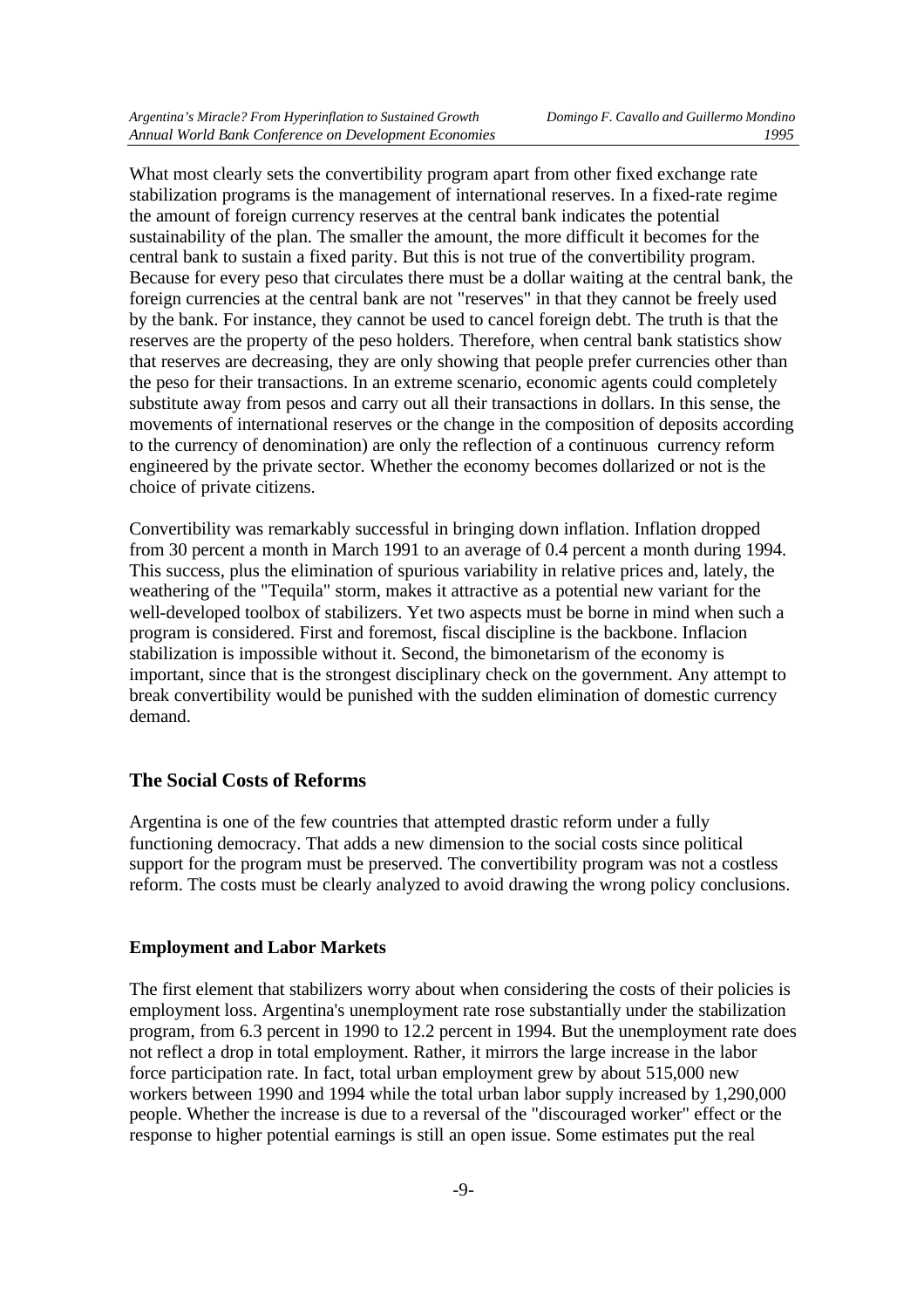What most clearly sets the convertibility program apart from other fixed exchange rate stabilization programs is the management of international reserves. In a fixed-rate regime the amount of foreign currency reserves at the central bank indicates the potential sustainability of the plan. The smaller the amount, the more difficult it becomes for the central bank to sustain a fixed parity. But this is not true of the convertibility program. Because for every peso that circulates there must be a dollar waiting at the central bank, the foreign currencies at the central bank are not "reserves" in that they cannot be freely used by the bank. For instance, they cannot be used to cancel foreign debt. The truth is that the reserves are the property of the peso holders. Therefore, when central bank statistics show that reserves are decreasing, they are only showing that people prefer currencies other than the peso for their transactions. In an extreme scenario, economic agents could completely substitute away from pesos and carry out all their transactions in dollars. In this sense, the movements of international reserves or the change in the composition of deposits according to the currency of denomination) are only the reflection of a continuous currency reform engineered by the private sector. Whether the economy becomes dollarized or not is the choice of private citizens.

Convertibility was remarkably successful in bringing down inflation. Inflation dropped from 30 percent a month in March 1991 to an average of 0.4 percent a month during 1994. This success, plus the elimination of spurious variability in relative prices and, lately, the weathering of the "Tequila" storm, makes it attractive as a potential new variant for the well-developed toolbox of stabilizers. Yet two aspects must be borne in mind when such a program is considered. First and foremost, fiscal discipline is the backbone. Inflacion stabilization is impossible without it. Second, the bimonetarism of the economy is important, since that is the strongest disciplinary check on the government. Any attempt to break convertibility would be punished with the sudden elimination of domestic currency demand.

## The Social Costs of Reforms

Argentina is one of the few countries that attempted drastic reform under a fully functioning democracy. That adds a new dimension to the social costs since political support for the program must be preserved. The convertibility program was not a costless reform. The costs must be clearly analyzed to avoid drawing the wrong policy conclusions.

### Employment and Labor Markets

The first element that stabilizers worry about when considering the costs of their policies is employment loss. Argentina's unemployment rate rose substantially under the stabilization program, from 6.3 percent in 1990 to 12.2 percent in 1994. But the unemployment rate does not reflect a drop in total employment. Rather, it mirrors the large increase in the labor force participation rate. In fact, total urban employment grew by about 515,000 new workers between 1990 and 1994 while the total urban labor supply increased by 1,290,000 people. Whether the increase is due to a reversal of the "discouraged worker" effect or the response to higher potential earnings is still an open issue. Some estimates put the real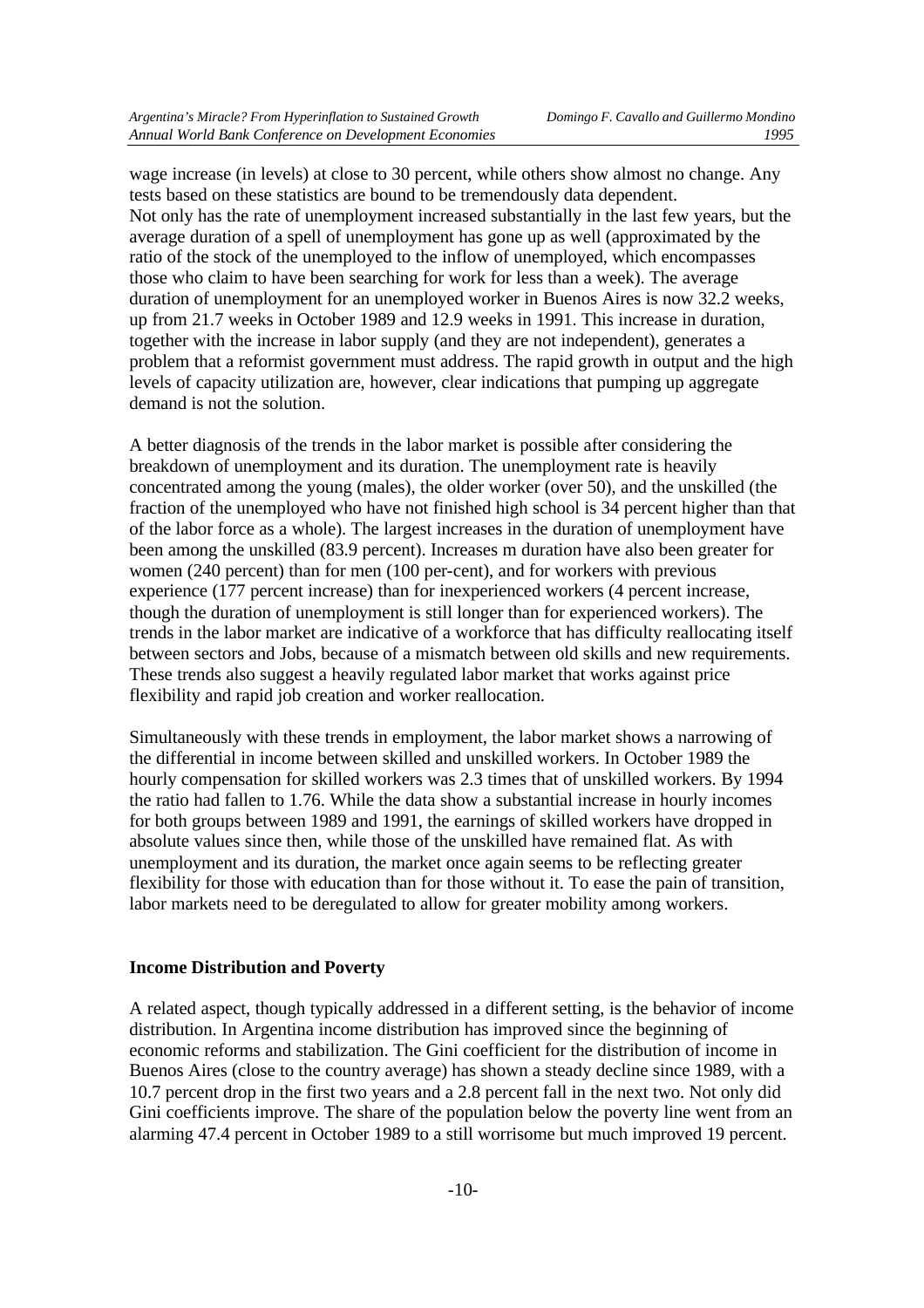wage increase (in levels) at close to 30 percent, while others show almost no change. Any tests based on these statistics are bound to be tremendously data dependent.
Not only has the rate of unemployment increased substantially in the last few years, but the average duration of a spell of unemployment has gone up as well (approximated by the ratio of the stock of the unemployed to the inflow of unemployed, which encompasses those who claim to have been searching for work for less than a week). The average duration of unemployment for an unemployed worker in Buenos Aires is now 32.2 weeks, up from 21.7 weeks in October 1989 and 12.9 weeks in 1991. This increase in duration, together with the increase in labor supply (and they are not independent), generates a problem that a reformist government must address. The rapid growth in output and the high levels of capacity utilization are, however, clear indications that pumping up aggregate demand is not the solution.

A better diagnosis of the trends in the labor market is possible after considering the breakdown of unemployment and its duration. The unemployment rate is heavily concentrated among the young (males), the older worker (over 50), and the unskilled (the fraction of the unemployed who have not finished high school is 34 percent higher than that of the labor force as a whole). The largest increases in the duration of unemployment have been among the unskilled (83.9 percent). Increases m duration have also been greater for women (240 percent) than for men (100 per-cent), and for workers with previous experience (177 percent increase) than for inexperienced workers (4 percent increase, though the duration of unemployment is still longer than for experienced workers). The trends in the labor market are indicative of a workforce that has difficulty reallocating itself between sectors and Jobs, because of a mismatch between old skills and new requirements. These trends also suggest a heavily regulated labor market that works against price flexibility and rapid job creation and worker reallocation.

Simultaneously with these trends in employment, the labor market shows a narrowing of the differential in income between skilled and unskilled workers. In October 1989 the hourly compensation for skilled workers was 2.3 times that of unskilled workers. By 1994 the ratio had fallen to 1.76. While the data show a substantial increase in hourly incomes for both groups between 1989 and 1991, the earnings of skilled workers have dropped in absolute values since then, while those of the unskilled have remained flat. As with unemployment and its duration, the market once again seems to be reflecting greater flexibility for those with education than for those without it. To ease the pain of transition, labor markets need to be deregulated to allow for greater mobility among workers.

### Income Distribution and Poverty

A related aspect, though typically addressed in a different setting, is the behavior of income distribution. In Argentina income distribution has improved since the beginning of economic reforms and stabilization. The Gini coefficient for the distribution of income in Buenos Aires (close to the country average) has shown a steady decline since 1989, with a 10.7 percent drop in the first two years and a 2.8 percent fall in the next two. Not only did Gini coefficients improve. The share of the population below the poverty line went from an alarming 47.4 percent in October 1989 to a still worrisome but much improved 19 percent.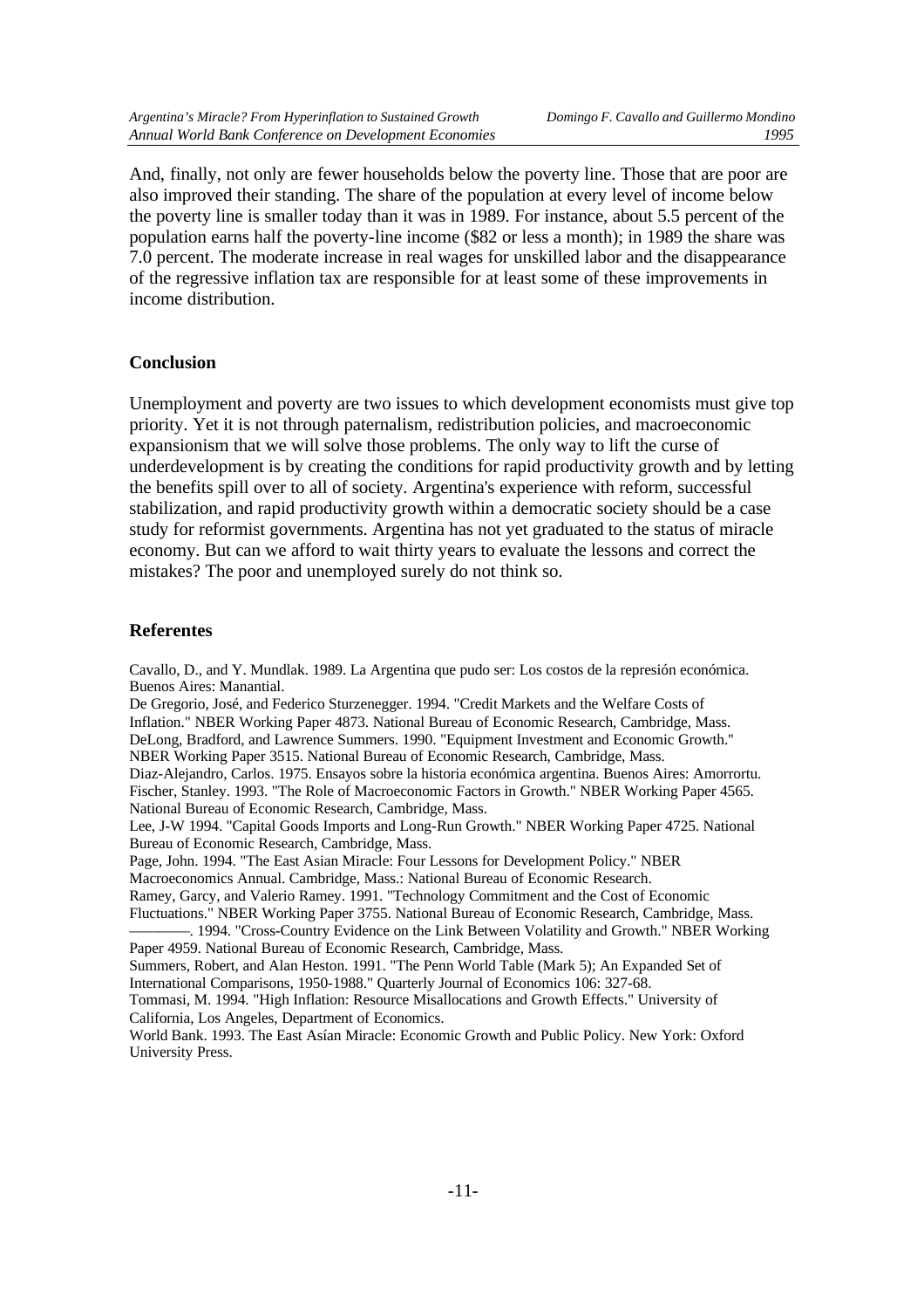And, finally, not only are fewer households below the poverty line. Those that are poor are also improved their standing. The share of the population at every level of income below the poverty line is smaller today than it was in 1989. For instance, about 5.5 percent of the population earns half the poverty-line income ($82 or less a month); in 1989 the share was 7.0 percent. The moderate increase in real wages for unskilled labor and the disappearance of the regressive inflation tax are responsible for at least some of these improvements in income distribution.

## Conclusion

Unemployment and poverty are two issues to which development economists must give top priority. Yet it is not through paternalism, redistribution policies, and macroeconomic expansionism that we will solve those problems. The only way to lift the curse of underdevelopment is by creating the conditions for rapid productivity growth and by letting the benefits spill over to all of society. Argentina's experience with reform, successful stabilization, and rapid productivity growth within a democratic society should be a case study for reformist governments. Argentina has not yet graduated to the status of miracle economy. But can we afford to wait thirty years to evaluate the lessons and correct the mistakes? The poor and unemployed surely do not think so.

## Referentes

Cavallo, D., and Y. Mundlak. 1989. La Argentina que pudo ser: Los costos de la represión económica. Buenos Aires: Manantial.

De Gregorio, José, and Federico Sturzenegger. 1994. "Credit Markets and the Welfare Costs of Inflation." NBER Working Paper 4873. National Bureau of Economic Research, Cambridge, Mass.

DeLong, Bradford, and Lawrence Summers. 1990. "Equipment Investment and Economic Growth." NBER Working Paper 3515. National Bureau of Economic Research, Cambridge, Mass.

Diaz-Alejandro, Carlos. 1975. Ensayos sobre la historia económica argentina. Buenos Aires: Amorrortu.

Fischer, Stanley. 1993. "The Role of Macroeconomic Factors in Growth." NBER Working Paper 4565. National Bureau of Economic Research, Cambridge, Mass.

Lee, J-W 1994. "Capital Goods Imports and Long-Run Growth." NBER Working Paper 4725. National Bureau of Economic Research, Cambridge, Mass.

Page, John. 1994. "The East Asian Miracle: Four Lessons for Development Policy." NBER Macroeconomics Annual. Cambridge, Mass.: National Bureau of Economic Research.

Ramey, Garcy, and Valerio Ramey. 1991. "Technology Commitment and the Cost of Economic Fluctuations." NBER Working Paper 3755. National Bureau of Economic Research, Cambridge, Mass.

————. 1994. "Cross-Country Evidence on the Link Between Volatility and Growth." NBER Working Paper 4959. National Bureau of Economic Research, Cambridge, Mass.

Summers, Robert, and Alan Heston. 1991. "The Penn World Table (Mark 5); An Expanded Set of International Comparisons, 1950-1988." Quarterly Journal of Economics 106: 327-68.

Tommasi, M. 1994. "High Inflation: Resource Misallocations and Growth Effects." University of California, Los Angeles, Department of Economics.

World Bank. 1993. The East Asían Miracle: Economic Growth and Public Policy. New York: Oxford University Press.